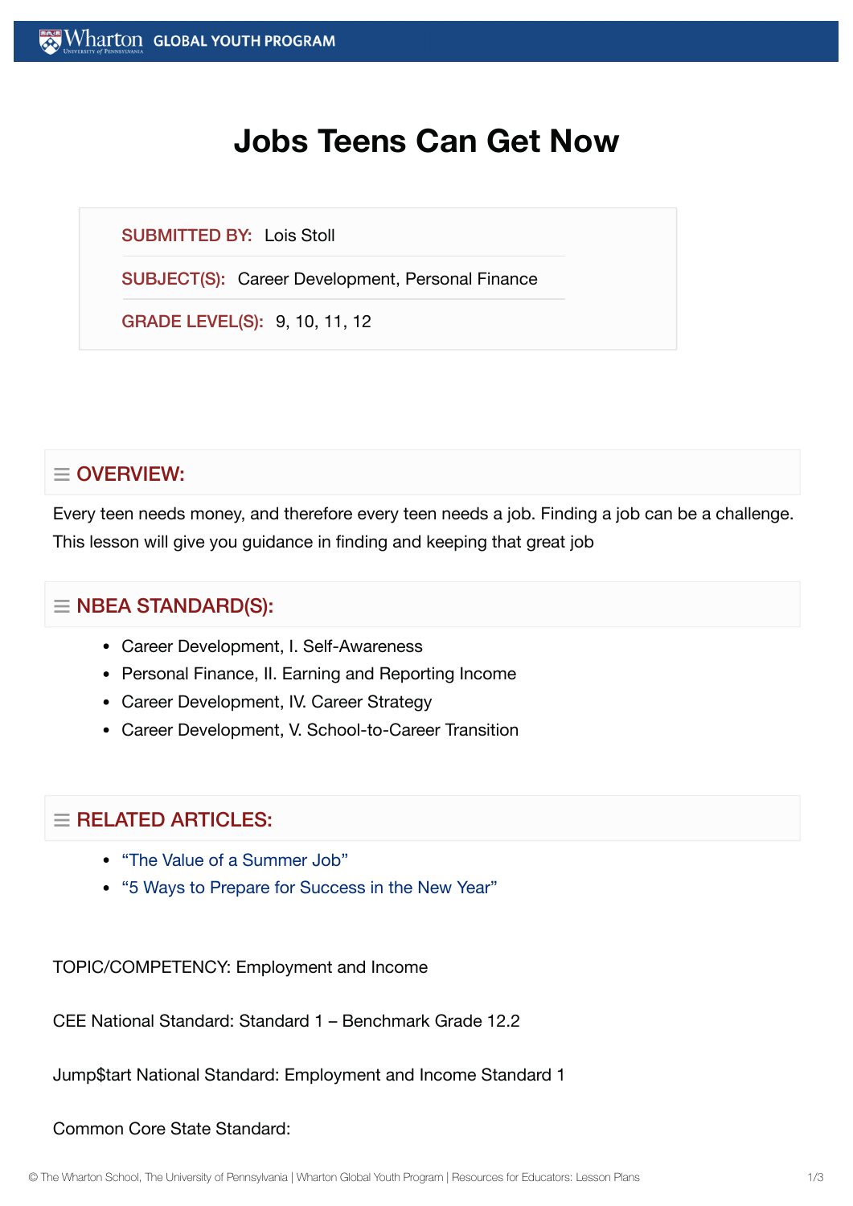# Jobs Teens Can Get Now

**SUBMITTED BY:** Lois Stoll

**SUBJECT(S):** Career Development, Personal Finance

**GRADE LEVEL(S):** 9, 10, 11, 12

## OVERVIEW:

Every teen needs money, and therefore every teen needs a job. Finding a job can be a challenge. This lesson will give you guidance in finding and keeping that great job

## NBEA STANDARD(S):

- Career Development, I. Self-Awareness
- Personal Finance, II. Earning and Reporting Income
- Career Development, IV. Career Strategy
- Career Development, V. School-to-Career Transition

## RELATED ARTICLES:

- "The Value of a Summer Job"
- "5 Ways to Prepare for Success in the New Year"

TOPIC/COMPETENCY: Employment and Income

CEE National Standard: Standard 1 – Benchmark Grade 12.2

Jump$tart National Standard: Employment and Income Standard 1

Common Core State Standard: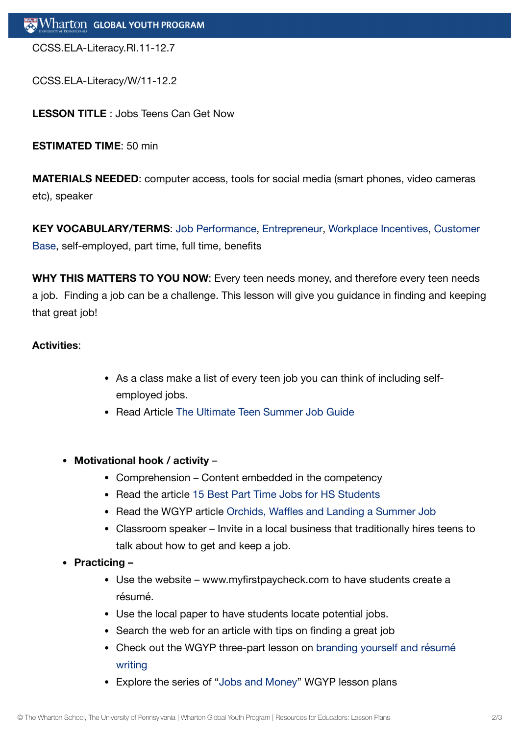CCSS.ELA-Literacy.RI.11-12.7

CCSS.ELA-Literacy/W/11-12.2

**LESSON TITLE** : Jobs Teens Can Get Now

**ESTIMATED TIME**: 50 min

**MATERIALS NEEDED**: computer access, tools for social media (smart phones, video cameras etc), speaker

**KEY VOCABULARY/TERMS**: Job Performance, Entrepreneur, Workplace Incentives, Customer Base, self-employed, part time, full time, benefits

**WHY THIS MATTERS TO YOU NOW**: Every teen needs money, and therefore every teen needs a job. Finding a job can be a challenge. This lesson will give you guidance in finding and keeping that great job!

**Activities**:

- As a class make a list of every teen job you can think of including self-employed jobs.
- Read Article The Ultimate Teen Summer Job Guide

- **Motivational hook / activity** –
  - Comprehension – Content embedded in the competency
  - Read the article 15 Best Part Time Jobs for HS Students
  - Read the WGYP article Orchids, Waffles and Landing a Summer Job
  - Classroom speaker – Invite in a local business that traditionally hires teens to talk about how to get and keep a job.
- **Practicing –**
  - Use the website – www.myfirstpaycheck.com to have students create a résumé.
  - Use the local paper to have students locate potential jobs.
  - Search the web for an article with tips on finding a great job
  - Check out the WGYP three-part lesson on branding yourself and résumé writing
  - Explore the series of "Jobs and Money" WGYP lesson plans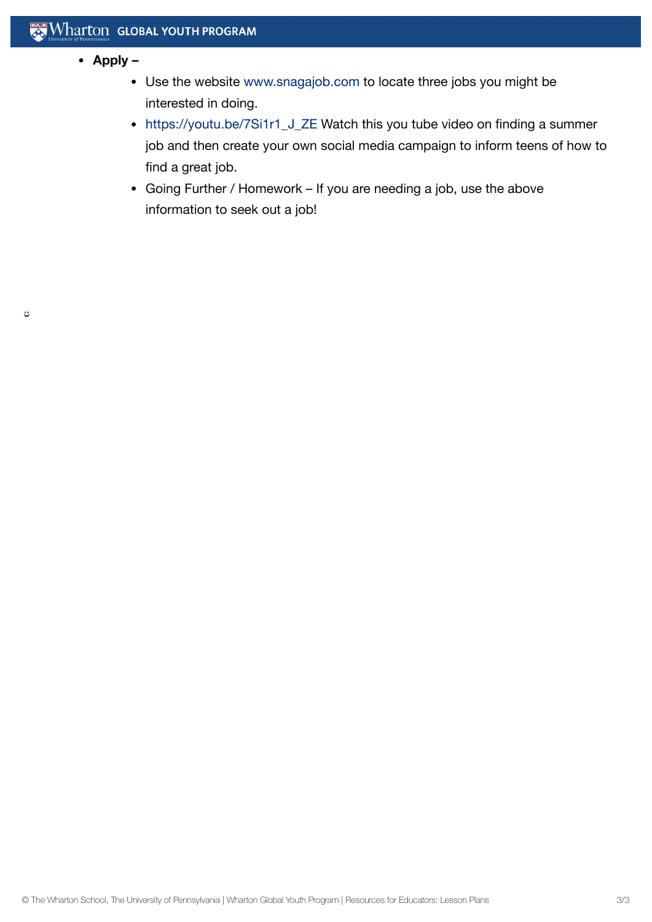- **Apply –**
  - Use the website www.snagajob.com to locate three jobs you might be interested in doing.
  - https://youtu.be/7Si1r1_J_ZE Watch this you tube video on finding a summer job and then create your own social media campaign to inform teens of how to find a great job.
  - Going Further / Homework – If you are needing a job, use the above information to seek out a job!